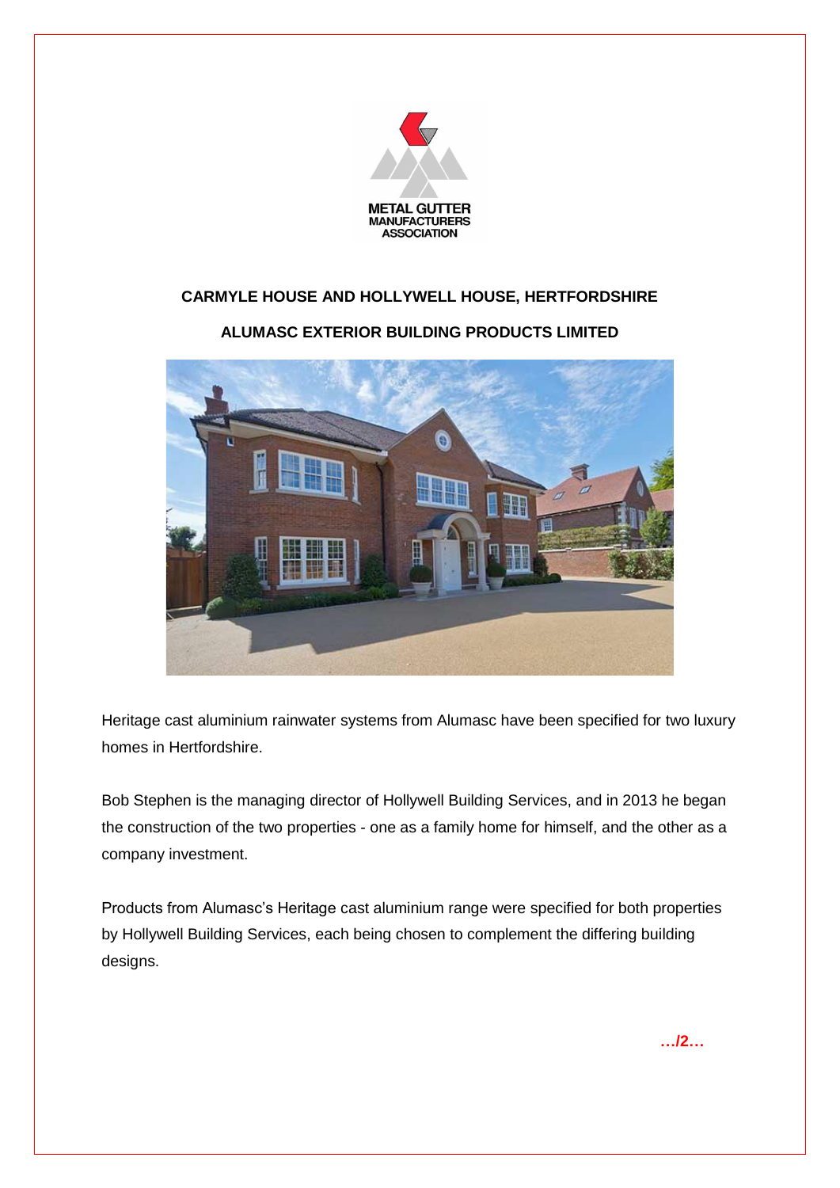METAL GUTTER MANUFACTURERS ASSOCIATION

## CARMYLE HOUSE AND HOLLYWELL HOUSE, HERTFORDSHIRE

## ALUMASC EXTERIOR BUILDING PRODUCTS LIMITED

Heritage cast aluminium rainwater systems from Alumasc have been specified for two luxury homes in Hertfordshire.

Bob Stephen is the managing director of Hollywell Building Services, and in 2013 he began the construction of the two properties - one as a family home for himself, and the other as a company investment.

Products from Alumasc's Heritage cast aluminium range were specified for both properties by Hollywell Building Services, each being chosen to complement the differing building designs.

**…/2…**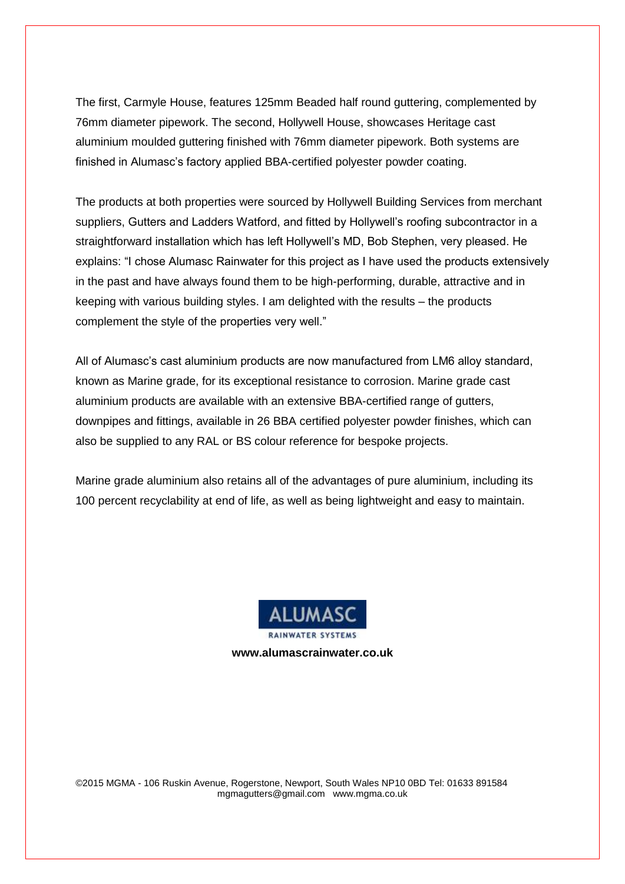The first, Carmyle House, features 125mm Beaded half round guttering, complemented by 76mm diameter pipework. The second, Hollywell House, showcases Heritage cast aluminium moulded guttering finished with 76mm diameter pipework. Both systems are finished in Alumasc's factory applied BBA-certified polyester powder coating.

The products at both properties were sourced by Hollywell Building Services from merchant suppliers, Gutters and Ladders Watford, and fitted by Hollywell's roofing subcontractor in a straightforward installation which has left Hollywell's MD, Bob Stephen, very pleased. He explains: "I chose Alumasc Rainwater for this project as I have used the products extensively in the past and have always found them to be high-performing, durable, attractive and in keeping with various building styles. I am delighted with the results – the products complement the style of the properties very well."

All of Alumasc's cast aluminium products are now manufactured from LM6 alloy standard, known as Marine grade, for its exceptional resistance to corrosion. Marine grade cast aluminium products are available with an extensive BBA-certified range of gutters, downpipes and fittings, available in 26 BBA certified polyester powder finishes, which can also be supplied to any RAL or BS colour reference for bespoke projects.

Marine grade aluminium also retains all of the advantages of pure aluminium, including its 100 percent recyclability at end of life, as well as being lightweight and easy to maintain.

ALUMASC
RAINWATER SYSTEMS

**www.alumascrainwater.co.uk**

©2015 MGMA - 106 Ruskin Avenue, Rogerstone, Newport, South Wales NP10 0BD Tel: 01633 891584
mgmagutters@gmail.com www.mgma.co.uk